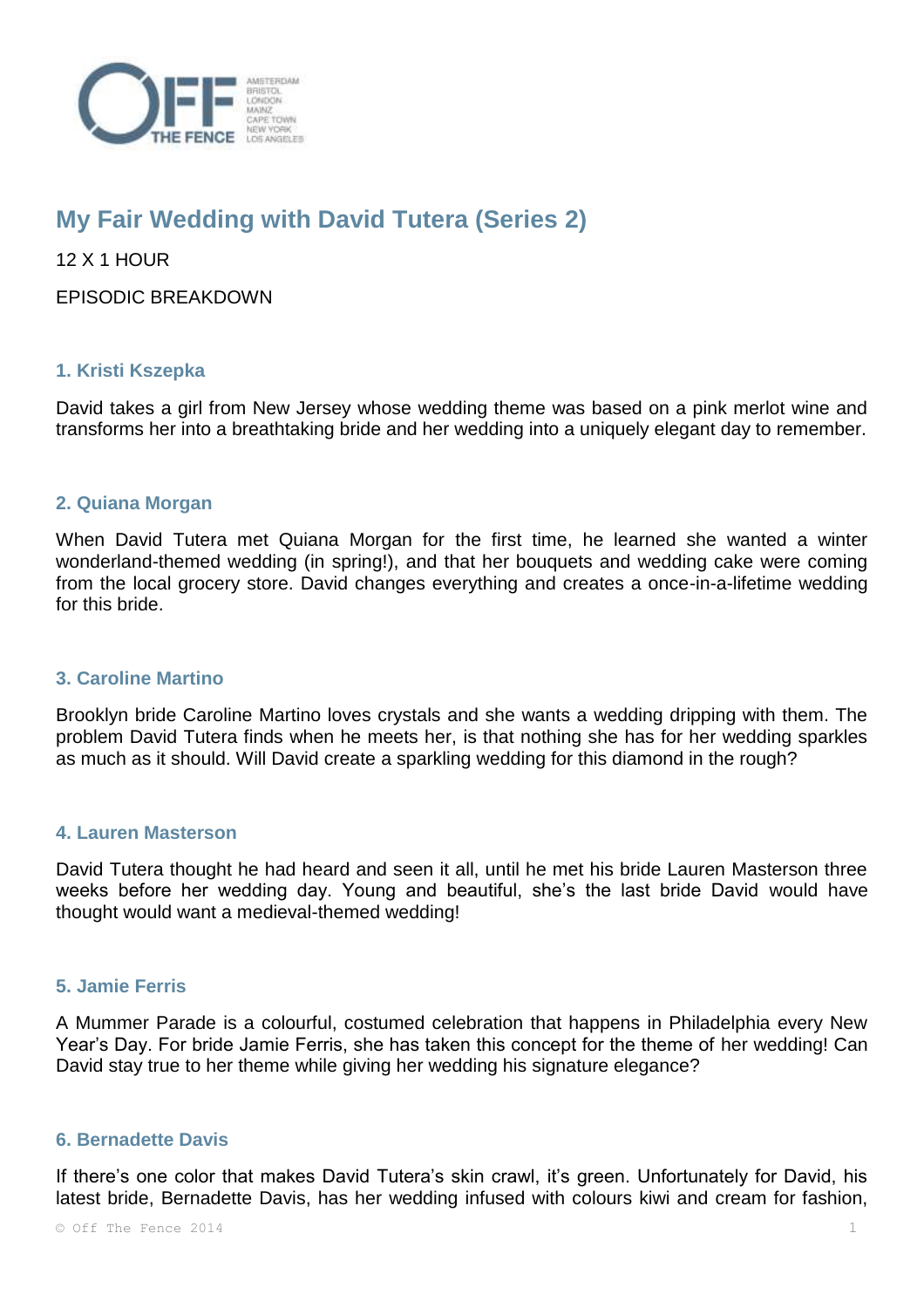# My Fair Wedding with David Tutera (Series 2)

12 X 1 HOUR

EPISODIC BREAKDOWN

### 1. Kristi Kszepka

David takes a girl from New Jersey whose wedding theme was based on a pink merlot wine and transforms her into a breathtaking bride and her wedding into a uniquely elegant day to remember.

### 2. Quiana Morgan

When David Tutera met Quiana Morgan for the first time, he learned she wanted a winter wonderland-themed wedding (in spring!), and that her bouquets and wedding cake were coming from the local grocery store. David changes everything and creates a once-in-a-lifetime wedding for this bride.

### 3. Caroline Martino

Brooklyn bride Caroline Martino loves crystals and she wants a wedding dripping with them. The problem David Tutera finds when he meets her, is that nothing she has for her wedding sparkles as much as it should. Will David create a sparkling wedding for this diamond in the rough?

### 4. Lauren Masterson

David Tutera thought he had heard and seen it all, until he met his bride Lauren Masterson three weeks before her wedding day. Young and beautiful, she's the last bride David would have thought would want a medieval-themed wedding!

### 5. Jamie Ferris

A Mummer Parade is a colourful, costumed celebration that happens in Philadelphia every New Year's Day. For bride Jamie Ferris, she has taken this concept for the theme of her wedding! Can David stay true to her theme while giving her wedding his signature elegance?

### 6. Bernadette Davis

If there's one color that makes David Tutera's skin crawl, it's green. Unfortunately for David, his latest bride, Bernadette Davis, has her wedding infused with colours kiwi and cream for fashion,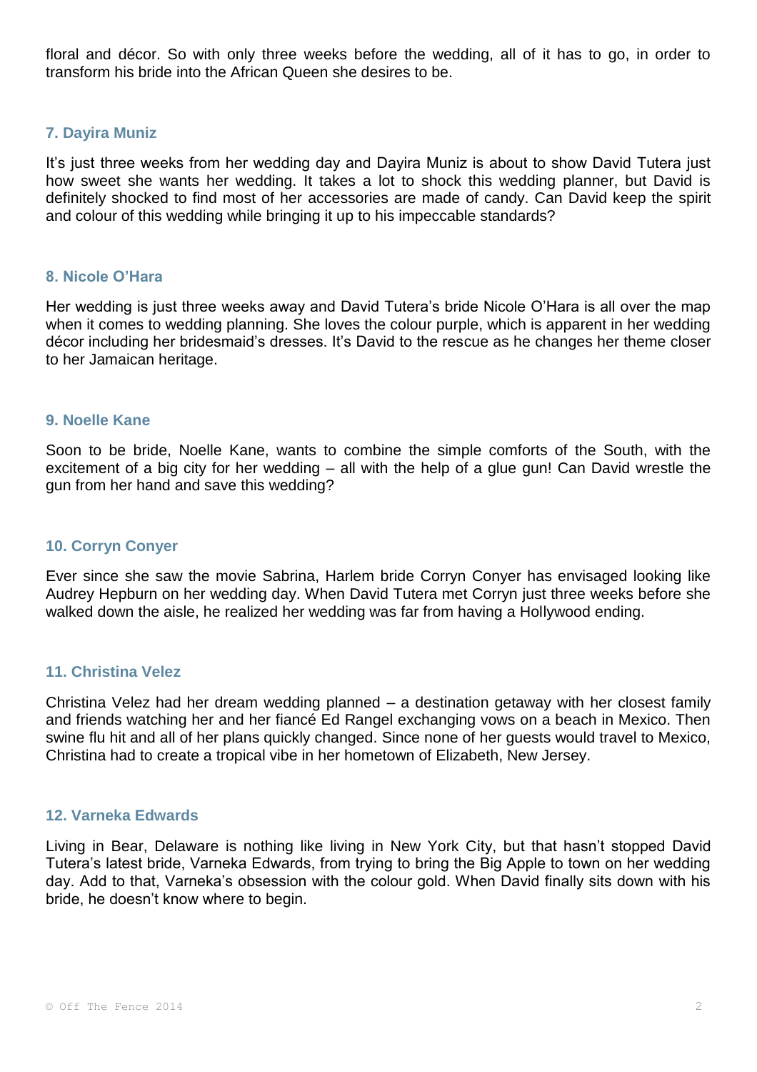floral and décor. So with only three weeks before the wedding, all of it has to go, in order to transform his bride into the African Queen she desires to be.

### 7. Dayira Muniz

It's just three weeks from her wedding day and Dayira Muniz is about to show David Tutera just how sweet she wants her wedding. It takes a lot to shock this wedding planner, but David is definitely shocked to find most of her accessories are made of candy. Can David keep the spirit and colour of this wedding while bringing it up to his impeccable standards?

### 8. Nicole O'Hara

Her wedding is just three weeks away and David Tutera's bride Nicole O'Hara is all over the map when it comes to wedding planning. She loves the colour purple, which is apparent in her wedding décor including her bridesmaid's dresses. It's David to the rescue as he changes her theme closer to her Jamaican heritage.

### 9. Noelle Kane

Soon to be bride, Noelle Kane, wants to combine the simple comforts of the South, with the excitement of a big city for her wedding – all with the help of a glue gun! Can David wrestle the gun from her hand and save this wedding?

### 10. Corryn Conyer

Ever since she saw the movie Sabrina, Harlem bride Corryn Conyer has envisaged looking like Audrey Hepburn on her wedding day. When David Tutera met Corryn just three weeks before she walked down the aisle, he realized her wedding was far from having a Hollywood ending.

### 11. Christina Velez

Christina Velez had her dream wedding planned – a destination getaway with her closest family and friends watching her and her fiancé Ed Rangel exchanging vows on a beach in Mexico. Then swine flu hit and all of her plans quickly changed. Since none of her guests would travel to Mexico, Christina had to create a tropical vibe in her hometown of Elizabeth, New Jersey.

### 12. Varneka Edwards

Living in Bear, Delaware is nothing like living in New York City, but that hasn't stopped David Tutera's latest bride, Varneka Edwards, from trying to bring the Big Apple to town on her wedding day. Add to that, Varneka's obsession with the colour gold. When David finally sits down with his bride, he doesn't know where to begin.

© Off The Fence 2014